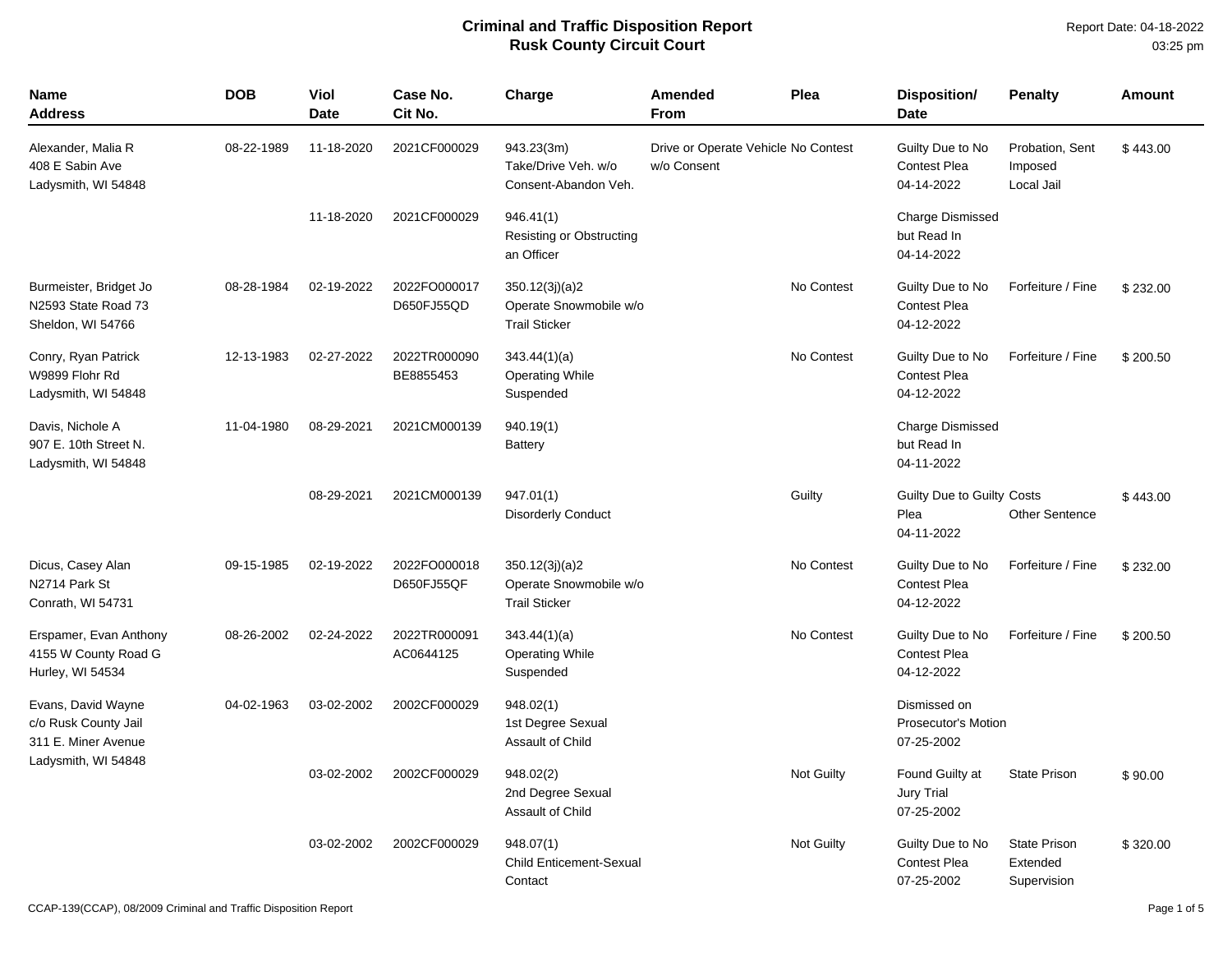# Criminal and Traffic Disposition Report
## Rusk County Circuit Court

Report Date: 04-18-2022
03:25 pm

| Name Address | DOB | Viol Date | Case No. Cit No. | Charge | Amended From | Plea | Disposition/ Date | Penalty | Amount |
|---|---|---|---|---|---|---|---|---|---|
| Alexander, Malia R 408 E Sabin Ave Ladysmith, WI 54848 | 08-22-1989 | 11-18-2020 | 2021CF000029 | 943.23(3m) Take/Drive Veh. w/o Consent-Abandon Veh. | Drive or Operate Vehicle w/o Consent | No Contest | Guilty Due to No Contest Plea 04-14-2022 | Probation, Sent Imposed Local Jail | $ 443.00 |
| | | 11-18-2020 | 2021CF000029 | 946.41(1) Resisting or Obstructing an Officer | | | Charge Dismissed but Read In 04-14-2022 | | |
| Burmeister, Bridget Jo N2593 State Road 73 Sheldon, WI 54766 | 08-28-1984 | 02-19-2022 | 2022FO000017 D650FJ55QD | 350.12(3j)(a)2 Operate Snowmobile w/o Trail Sticker | | No Contest | Guilty Due to No Contest Plea 04-12-2022 | Forfeiture / Fine | $ 232.00 |
| Conry, Ryan Patrick W9899 Flohr Rd Ladysmith, WI 54848 | 12-13-1983 | 02-27-2022 | 2022TR000090 BE8855453 | 343.44(1)(a) Operating While Suspended | | No Contest | Guilty Due to No Contest Plea 04-12-2022 | Forfeiture / Fine | $ 200.50 |
| Davis, Nichole A 907 E. 10th Street N. Ladysmith, WI 54848 | 11-04-1980 | 08-29-2021 | 2021CM000139 | 940.19(1) Battery | | | Charge Dismissed but Read In 04-11-2022 | | |
| | | 08-29-2021 | 2021CM000139 | 947.01(1) Disorderly Conduct | | Guilty | Guilty Due to Guilty Plea 04-11-2022 | Costs Other Sentence | $ 443.00 |
| Dicus, Casey Alan N2714 Park St Conrath, WI 54731 | 09-15-1985 | 02-19-2022 | 2022FO000018 D650FJ55QF | 350.12(3j)(a)2 Operate Snowmobile w/o Trail Sticker | | No Contest | Guilty Due to No Contest Plea 04-12-2022 | Forfeiture / Fine | $ 232.00 |
| Erspamer, Evan Anthony 4155 W County Road G Hurley, WI 54534 | 08-26-2002 | 02-24-2022 | 2022TR000091 AC0644125 | 343.44(1)(a) Operating While Suspended | | No Contest | Guilty Due to No Contest Plea 04-12-2022 | Forfeiture / Fine | $ 200.50 |
| Evans, David Wayne c/o Rusk County Jail 311 E. Miner Avenue Ladysmith, WI 54848 | 04-02-1963 | 03-02-2002 | 2002CF000029 | 948.02(1) 1st Degree Sexual Assault of Child | | | Dismissed on Prosecutor's Motion 07-25-2002 | | |
| | | 03-02-2002 | 2002CF000029 | 948.02(2) 2nd Degree Sexual Assault of Child | | Not Guilty | Found Guilty at Jury Trial 07-25-2002 | State Prison | $ 90.00 |
| | | 03-02-2002 | 2002CF000029 | 948.07(1) Child Enticement-Sexual Contact | | Not Guilty | Guilty Due to No Contest Plea 07-25-2002 | State Prison Extended Supervision | $ 320.00 |

CCAP-139(CCAP), 08/2009 Criminal and Traffic Disposition Report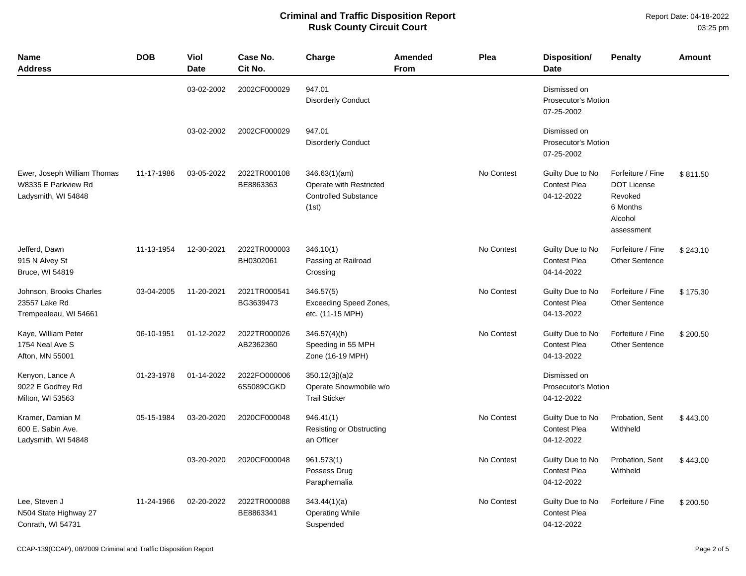# Criminal and Traffic Disposition Report
## Rusk County Circuit Court

Report Date: 04-18-2022
03:25 pm

| Name<br>Address | DOB | Viol Date | Case No.<br>Cit No. | Charge | Amended From | Plea | Disposition/<br>Date | Penalty | Amount |
|---|---|---|---|---|---|---|---|---|---|
| | | 03-02-2002 | 2002CF000029 | 947.01<br>Disorderly Conduct | | | Dismissed on Prosecutor's Motion<br>07-25-2002 | | |
| | | 03-02-2002 | 2002CF000029 | 947.01<br>Disorderly Conduct | | | Dismissed on Prosecutor's Motion<br>07-25-2002 | | |
| Ewer, Joseph William Thomas<br>W8335 E Parkview Rd<br>Ladysmith, WI 54848 | 11-17-1986 | 03-05-2022 | 2022TR000108<br>BE8863363 | 346.63(1)(am)<br>Operate with Restricted Controlled Substance (1st) | | No Contest | Guilty Due to No Contest Plea<br>04-12-2022 | Forfeiture / Fine<br>DOT License Revoked<br>6 Months<br>Alcohol assessment | $ 811.50 |
| Jefferd, Dawn<br>915 N Alvey St<br>Bruce, WI 54819 | 11-13-1954 | 12-30-2021 | 2022TR000003<br>BH0302061 | 346.10(1)<br>Passing at Railroad Crossing | | No Contest | Guilty Due to No Contest Plea<br>04-14-2022 | Forfeiture / Fine<br>Other Sentence | $ 243.10 |
| Johnson, Brooks Charles<br>23557 Lake Rd<br>Trempealeau, WI 54661 | 03-04-2005 | 11-20-2021 | 2021TR000541<br>BG3639473 | 346.57(5)<br>Exceeding Speed Zones, etc. (11-15 MPH) | | No Contest | Guilty Due to No Contest Plea<br>04-13-2022 | Forfeiture / Fine<br>Other Sentence | $ 175.30 |
| Kaye, William Peter<br>1754 Neal Ave S<br>Afton, MN 55001 | 06-10-1951 | 01-12-2022 | 2022TR000026<br>AB2362360 | 346.57(4)(h)<br>Speeding in 55 MPH Zone (16-19 MPH) | | No Contest | Guilty Due to No Contest Plea<br>04-13-2022 | Forfeiture / Fine<br>Other Sentence | $ 200.50 |
| Kenyon, Lance A<br>9022 E Godfrey Rd<br>Milton, WI 53563 | 01-23-1978 | 01-14-2022 | 2022FO000006<br>6S5089CGKD | 350.12(3j)(a)2<br>Operate Snowmobile w/o Trail Sticker | | | Dismissed on Prosecutor's Motion<br>04-12-2022 | | |
| Kramer, Damian M<br>600 E. Sabin Ave.<br>Ladysmith, WI 54848 | 05-15-1984 | 03-20-2020 | 2020CF000048 | 946.41(1)<br>Resisting or Obstructing an Officer | | No Contest | Guilty Due to No Contest Plea<br>04-12-2022 | Probation, Sent Withheld | $ 443.00 |
| | | 03-20-2020 | 2020CF000048 | 961.573(1)<br>Possess Drug Paraphernalia | | No Contest | Guilty Due to No Contest Plea<br>04-12-2022 | Probation, Sent Withheld | $ 443.00 |
| Lee, Steven J<br>N504 State Highway 27<br>Conrath, WI 54731 | 11-24-1966 | 02-20-2022 | 2022TR000088<br>BE8863341 | 343.44(1)(a)<br>Operating While Suspended | | No Contest | Guilty Due to No Contest Plea<br>04-12-2022 | Forfeiture / Fine | $ 200.50 |

CCAP-139(CCAP), 08/2009 Criminal and Traffic Disposition Report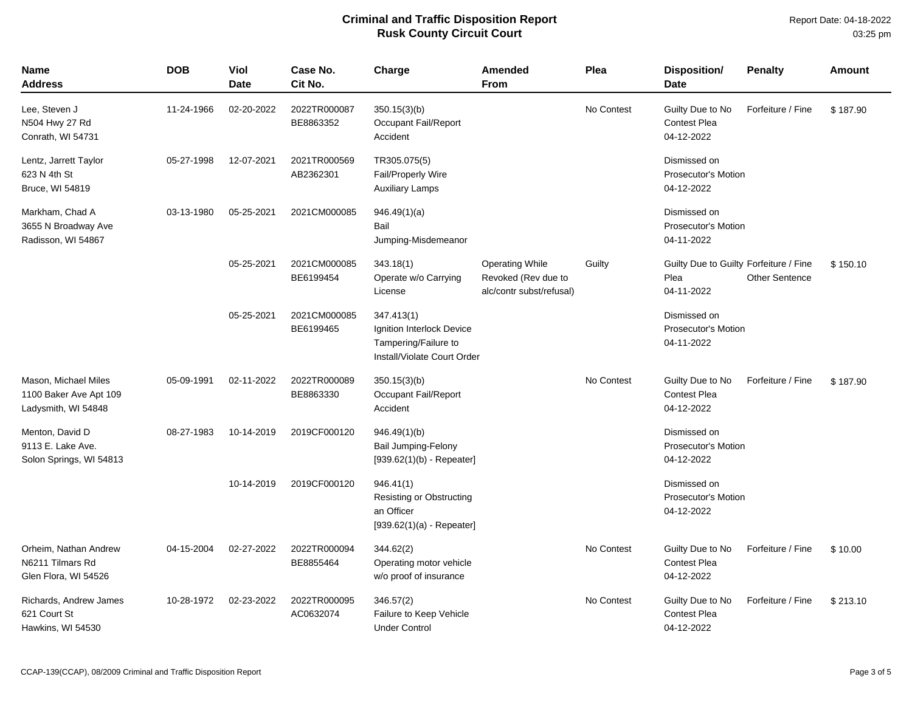# Criminal and Traffic Disposition Report
## Rusk County Circuit Court

Report Date: 04-18-2022
03:25 pm

| Name Address | DOB | Viol Date | Case No. Cit No. | Charge | Amended From | Plea | Disposition/ Date | Penalty | Amount |
|---|---|---|---|---|---|---|---|---|---|
| Lee, Steven J<br>N504 Hwy 27 Rd<br>Conrath, WI 54731 | 11-24-1966 | 02-20-2022 | 2022TR000087<br>BE8863352 | 350.15(3)(b)<br>Occupant Fail/Report Accident | | No Contest | Guilty Due to No Contest Plea<br>04-12-2022 | Forfeiture / Fine | $ 187.90 |
| Lentz, Jarrett Taylor<br>623 N 4th St<br>Bruce, WI 54819 | 05-27-1998 | 12-07-2021 | 2021TR000569<br>AB2362301 | TR305.075(5)<br>Fail/Properly Wire Auxiliary Lamps | | | Dismissed on Prosecutor's Motion<br>04-12-2022 | | |
| Markham, Chad A<br>3655 N Broadway Ave<br>Radisson, WI 54867 | 03-13-1980 | 05-25-2021 | 2021CM000085 | 946.49(1)(a)<br>Bail Jumping-Misdemeanor | | | Dismissed on Prosecutor's Motion<br>04-11-2022 | | |
| | | 05-25-2021 | 2021CM000085<br>BE6199454 | 343.18(1)<br>Operate w/o Carrying License | Operating While Revoked (Rev due to alc/contr subst/refusal) | Guilty | Guilty Due to Guilty Plea<br>04-11-2022 | Forfeiture / Fine<br>Other Sentence | $ 150.10 |
| | | 05-25-2021 | 2021CM000085<br>BE6199465 | 347.413(1)<br>Ignition Interlock Device Tampering/Failure to Install/Violate Court Order | | | Dismissed on Prosecutor's Motion<br>04-11-2022 | | |
| Mason, Michael Miles<br>1100 Baker Ave Apt 109<br>Ladysmith, WI 54848 | 05-09-1991 | 02-11-2022 | 2022TR000089<br>BE8863330 | 350.15(3)(b)<br>Occupant Fail/Report Accident | | No Contest | Guilty Due to No Contest Plea<br>04-12-2022 | Forfeiture / Fine | $ 187.90 |
| Menton, David D<br>9113 E. Lake Ave.<br>Solon Springs, WI 54813 | 08-27-1983 | 10-14-2019 | 2019CF000120 | 946.49(1)(b)<br>Bail Jumping-Felony<br>[939.62(1)(b) - Repeater] | | | Dismissed on Prosecutor's Motion<br>04-12-2022 | | |
| | | 10-14-2019 | 2019CF000120 | 946.41(1)<br>Resisting or Obstructing an Officer<br>[939.62(1)(a) - Repeater] | | | Dismissed on Prosecutor's Motion<br>04-12-2022 | | |
| Orheim, Nathan Andrew<br>N6211 Tilmars Rd<br>Glen Flora, WI 54526 | 04-15-2004 | 02-27-2022 | 2022TR000094<br>BE8855464 | 344.62(2)<br>Operating motor vehicle w/o proof of insurance | | No Contest | Guilty Due to No Contest Plea<br>04-12-2022 | Forfeiture / Fine | $ 10.00 |
| Richards, Andrew James<br>621 Court St<br>Hawkins, WI 54530 | 10-28-1972 | 02-23-2022 | 2022TR000095<br>AC0632074 | 346.57(2)<br>Failure to Keep Vehicle Under Control | | No Contest | Guilty Due to No Contest Plea<br>04-12-2022 | Forfeiture / Fine | $ 213.10 |

CCAP-139(CCAP), 08/2009 Criminal and Traffic Disposition Report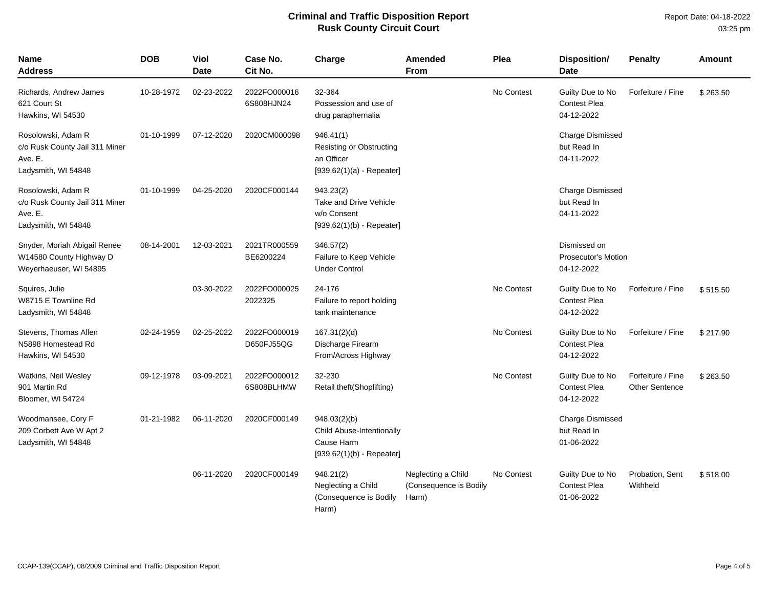# Criminal and Traffic Disposition Report
## Rusk County Circuit Court

Report Date: 04-18-2022
03:25 pm

| Name<br>Address | DOB | Viol Date | Case No.<br>Cit No. | Charge | Amended From | Plea | Disposition/<br>Date | Penalty | Amount |
|---|---|---|---|---|---|---|---|---|---|
| Richards, Andrew James<br>621 Court St<br>Hawkins, WI 54530 | 10-28-1972 | 02-23-2022 | 2022FO000016<br>6S808HJN24 | 32-364<br>Possession and use of drug paraphernalia | | No Contest | Guilty Due to No Contest Plea<br>04-12-2022 | Forfeiture / Fine | $ 263.50 |
| Rosolowski, Adam R<br>c/o Rusk County Jail 311 Miner Ave. E.<br>Ladysmith, WI 54848 | 01-10-1999 | 07-12-2020 | 2020CM000098 | 946.41(1)<br>Resisting or Obstructing an Officer<br>[939.62(1)(a) - Repeater] | | | Charge Dismissed but Read In<br>04-11-2022 | | |
| Rosolowski, Adam R<br>c/o Rusk County Jail 311 Miner Ave. E.<br>Ladysmith, WI 54848 | 01-10-1999 | 04-25-2020 | 2020CF000144 | 943.23(2)<br>Take and Drive Vehicle w/o Consent<br>[939.62(1)(b) - Repeater] | | | Charge Dismissed but Read In<br>04-11-2022 | | |
| Snyder, Moriah Abigail Renee<br>W14580 County Highway D<br>Weyerhaeuser, WI 54895 | 08-14-2001 | 12-03-2021 | 2021TR000559<br>BE6200224 | 346.57(2)<br>Failure to Keep Vehicle Under Control | | | Dismissed on Prosecutor's Motion<br>04-12-2022 | | |
| Squires, Julie<br>W8715 E Townline Rd<br>Ladysmith, WI 54848 | | 03-30-2022 | 2022FO000025<br>2022325 | 24-176<br>Failure to report holding tank maintenance | | No Contest | Guilty Due to No Contest Plea<br>04-12-2022 | Forfeiture / Fine | $ 515.50 |
| Stevens, Thomas Allen<br>N5898 Homestead Rd<br>Hawkins, WI 54530 | 02-24-1959 | 02-25-2022 | 2022FO000019<br>D650FJ55QG | 167.31(2)(d)<br>Discharge Firearm From/Across Highway | | No Contest | Guilty Due to No Contest Plea<br>04-12-2022 | Forfeiture / Fine | $ 217.90 |
| Watkins, Neil Wesley<br>901 Martin Rd<br>Bloomer, WI 54724 | 09-12-1978 | 03-09-2021 | 2022FO000012<br>6S808BLHMW | 32-230<br>Retail theft(Shoplifting) | | No Contest | Guilty Due to No Contest Plea<br>04-12-2022 | Forfeiture / Fine<br>Other Sentence | $ 263.50 |
| Woodmansee, Cory F<br>209 Corbett Ave W Apt 2<br>Ladysmith, WI 54848 | 01-21-1982 | 06-11-2020 | 2020CF000149 | 948.03(2)(b)<br>Child Abuse-Intentionally Cause Harm<br>[939.62(1)(b) - Repeater] | | | Charge Dismissed but Read In<br>01-06-2022 | | |
| | | 06-11-2020 | 2020CF000149 | 948.21(2)<br>Neglecting a Child (Consequence is Bodily Harm) | Neglecting a Child (Consequence is Bodily Harm) | No Contest | Guilty Due to No Contest Plea<br>01-06-2022 | Probation, Sent Withheld | $ 518.00 |

CCAP-139(CCAP), 08/2009 Criminal and Traffic Disposition Report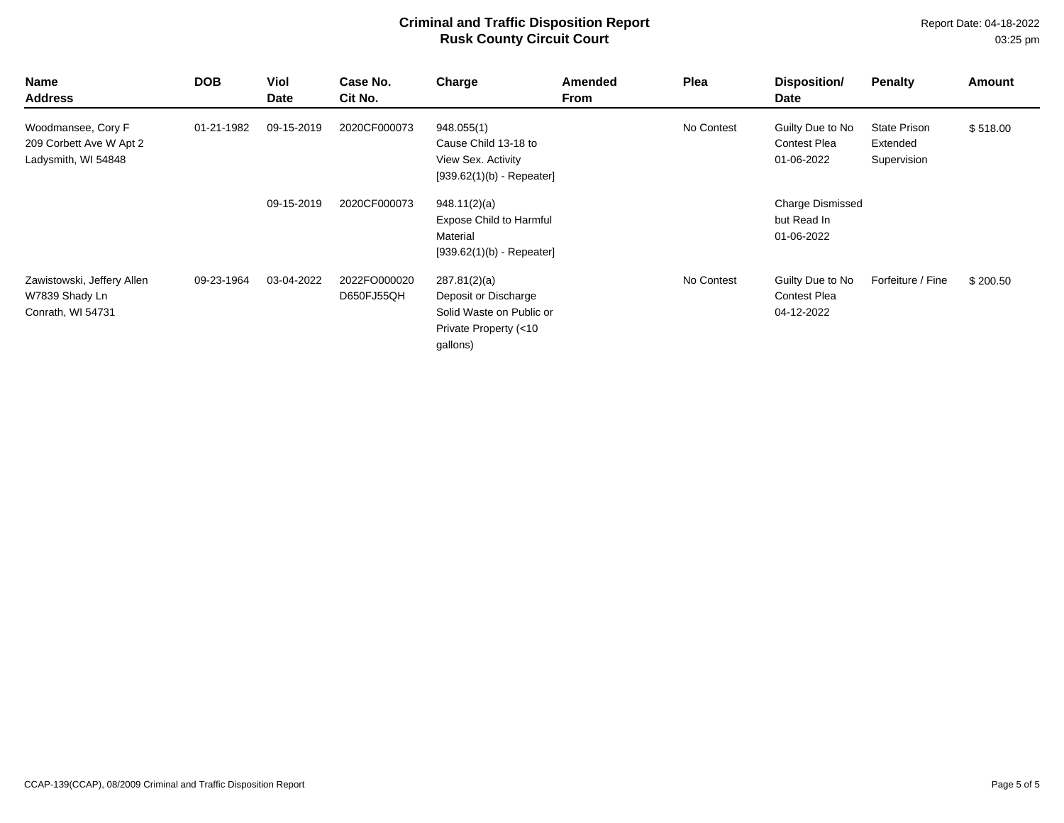# Criminal and Traffic Disposition Report
## Rusk County Circuit Court

Report Date: 04-18-2022
03:25 pm

| Name<br>Address | DOB | Viol<br>Date | Case No.<br>Cit No. | Charge | Amended<br>From | Plea | Disposition/<br>Date | Penalty | Amount |
|---|---|---|---|---|---|---|---|---|---|
| Woodmansee, Cory F<br>209 Corbett Ave W Apt 2<br>Ladysmith, WI 54848 | 01-21-1982 | 09-15-2019 | 2020CF000073 | 948.055(1)<br>Cause Child 13-18 to View Sex. Activity<br>[939.62(1)(b) - Repeater] | | No Contest | Guilty Due to No Contest Plea<br>01-06-2022 | State Prison Extended Supervision | $ 518.00 |
| | | 09-15-2019 | 2020CF000073 | 948.11(2)(a)<br>Expose Child to Harmful Material<br>[939.62(1)(b) - Repeater] | | | Charge Dismissed but Read In<br>01-06-2022 | | |
| Zawistowski, Jeffery Allen<br>W7839 Shady Ln<br>Conrath, WI 54731 | 09-23-1964 | 03-04-2022 | 2022FO000020<br>D650FJ55QH | 287.81(2)(a)<br>Deposit or Discharge Solid Waste on Public or Private Property (<10 gallons) | | No Contest | Guilty Due to No Contest Plea<br>04-12-2022 | Forfeiture / Fine | $ 200.50 |

CCAP-139(CCAP), 08/2009 Criminal and Traffic Disposition Report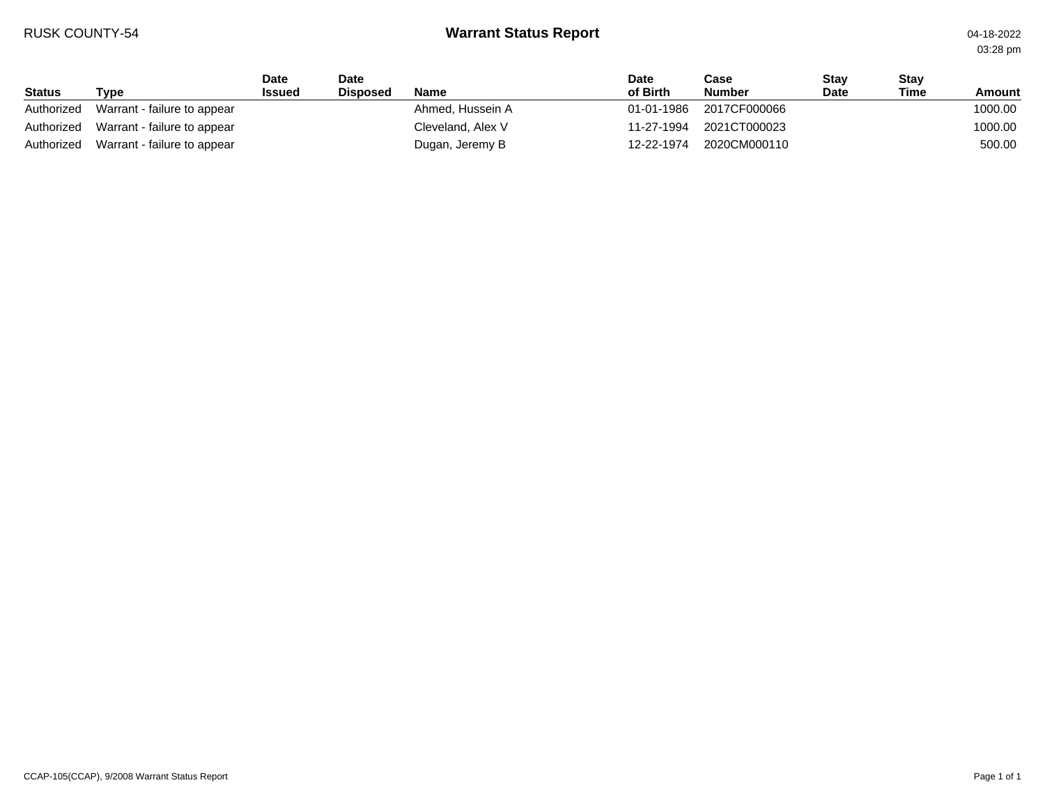RUSK COUNTY-54

# Warrant Status Report

04-18-2022
03:28 pm

| Status | Type | Date Issued | Date Disposed | Name | Date of Birth | Case Number | Stay Date | Stay Time | Amount |
|---|---|---|---|---|---|---|---|---|---|
| Authorized | Warrant - failure to appear | | | Ahmed, Hussein A | 01-01-1986 | 2017CF000066 | | | 1000.00 |
| Authorized | Warrant - failure to appear | | | Cleveland, Alex V | 11-27-1994 | 2021CT000023 | | | 1000.00 |
| Authorized | Warrant - failure to appear | | | Dugan, Jeremy B | 12-22-1974 | 2020CM000110 | | | 500.00 |

CCAP-105(CCAP), 9/2008 Warrant Status Report